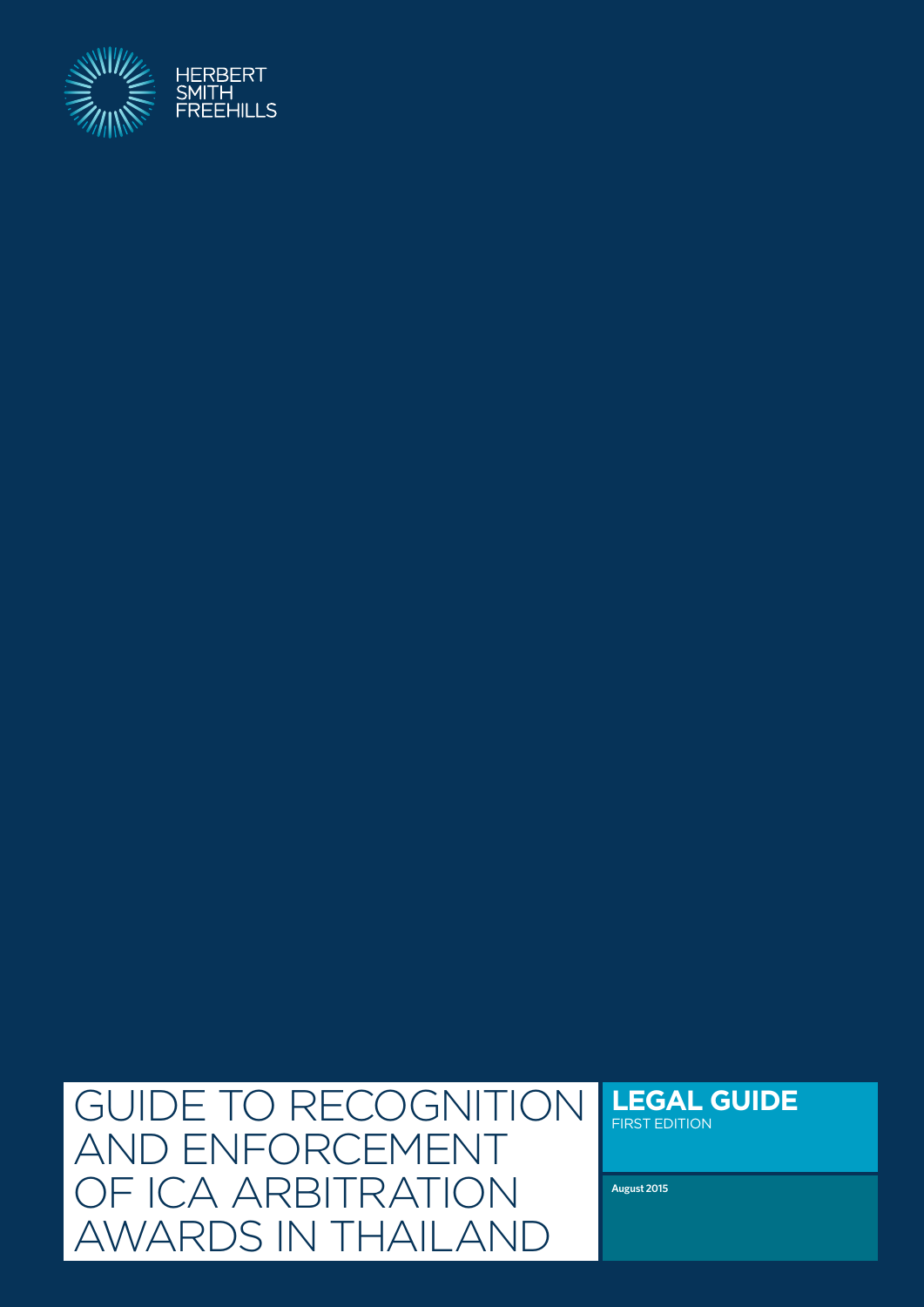HERBERT SMITH FREEHILLS

# GUIDE TO RECOGNITION AND ENFORCEMENT OF ICA ARBITRATION AWARDS IN THAILAND

**LEGAL GUIDE**
FIRST EDITION

**August 2015**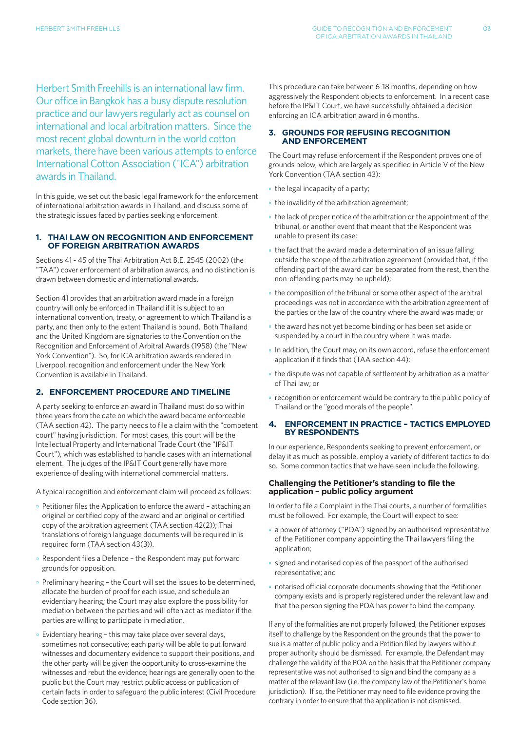Herbert Smith Freehills is an international law firm. Our office in Bangkok has a busy dispute resolution practice and our lawyers regularly act as counsel on international and local arbitration matters. Since the most recent global downturn in the world cotton markets, there have been various attempts to enforce International Cotton Association ("ICA") arbitration awards in Thailand.

In this guide, we set out the basic legal framework for the enforcement of international arbitration awards in Thailand, and discuss some of the strategic issues faced by parties seeking enforcement.

## 1. THAI LAW ON RECOGNITION AND ENFORCEMENT OF FOREIGN ARBITRATION AWARDS

Sections 41 - 45 of the Thai Arbitration Act B.E. 2545 (2002) (the "TAA") cover enforcement of arbitration awards, and no distinction is drawn between domestic and international awards.

Section 41 provides that an arbitration award made in a foreign country will only be enforced in Thailand if it is subject to an international convention, treaty, or agreement to which Thailand is a party, and then only to the extent Thailand is bound. Both Thailand and the United Kingdom are signatories to the Convention on the Recognition and Enforcement of Arbitral Awards (1958) (the "New York Convention"). So, for ICA arbitration awards rendered in Liverpool, recognition and enforcement under the New York Convention is available in Thailand.

## 2. ENFORCEMENT PROCEDURE AND TIMELINE

A party seeking to enforce an award in Thailand must do so within three years from the date on which the award became enforceable (TAA section 42). The party needs to file a claim with the "competent court" having jurisdiction. For most cases, this court will be the Intellectual Property and International Trade Court (the "IP&IT Court"), which was established to handle cases with an international element. The judges of the IP&IT Court generally have more experience of dealing with international commercial matters.

A typical recognition and enforcement claim will proceed as follows:

- Petitioner files the Application to enforce the award – attaching an original or certified copy of the award and an original or certified copy of the arbitration agreement (TAA section 42(2)); Thai translations of foreign language documents will be required in is required form (TAA section 43(3)).
- Respondent files a Defence – the Respondent may put forward grounds for opposition.
- Preliminary hearing – the Court will set the issues to be determined, allocate the burden of proof for each issue, and schedule an evidentiary hearing; the Court may also explore the possibility for mediation between the parties and will often act as mediator if the parties are willing to participate in mediation.
- Evidentiary hearing – this may take place over several days, sometimes not consecutive; each party will be able to put forward witnesses and documentary evidence to support their positions, and the other party will be given the opportunity to cross-examine the witnesses and rebut the evidence; hearings are generally open to the public but the Court may restrict public access or publication of certain facts in order to safeguard the public interest (Civil Procedure Code section 36).

This procedure can take between 6-18 months, depending on how aggressively the Respondent objects to enforcement. In a recent case before the IP&IT Court, we have successfully obtained a decision enforcing an ICA arbitration award in 6 months.

## 3. GROUNDS FOR REFUSING RECOGNITION AND ENFORCEMENT

The Court may refuse enforcement if the Respondent proves one of grounds below, which are largely as specified in Article V of the New York Convention (TAA section 43):

- the legal incapacity of a party;
- the invalidity of the arbitration agreement;
- the lack of proper notice of the arbitration or the appointment of the tribunal, or another event that meant that the Respondent was unable to present its case;
- the fact that the award made a determination of an issue falling outside the scope of the arbitration agreement (provided that, if the offending part of the award can be separated from the rest, then the non-offending parts may be upheld);
- the composition of the tribunal or some other aspect of the arbitral proceedings was not in accordance with the arbitration agreement of the parties or the law of the country where the award was made; or
- the award has not yet become binding or has been set aside or suspended by a court in the country where it was made.
- In addition, the Court may, on its own accord, refuse the enforcement application if it finds that (TAA section 44):
- the dispute was not capable of settlement by arbitration as a matter of Thai law; or
- recognition or enforcement would be contrary to the public policy of Thailand or the "good morals of the people".

## 4. ENFORCEMENT IN PRACTICE – TACTICS EMPLOYED BY RESPONDENTS

In our experience, Respondents seeking to prevent enforcement, or delay it as much as possible, employ a variety of different tactics to do so. Some common tactics that we have seen include the following.

### Challenging the Petitioner's standing to file the application – public policy argument

In order to file a Complaint in the Thai courts, a number of formalities must be followed. For example, the Court will expect to see:

- a power of attorney ("POA") signed by an authorised representative of the Petitioner company appointing the Thai lawyers filing the application;
- signed and notarised copies of the passport of the authorised representative; and
- notarised official corporate documents showing that the Petitioner company exists and is properly registered under the relevant law and that the person signing the POA has power to bind the company.

If any of the formalities are not properly followed, the Petitioner exposes itself to challenge by the Respondent on the grounds that the power to sue is a matter of public policy and a Petition filed by lawyers without proper authority should be dismissed. For example, the Defendant may challenge the validity of the POA on the basis that the Petitioner company representative was not authorised to sign and bind the company as a matter of the relevant law (i.e. the company law of the Petitioner's home jurisdiction). If so, the Petitioner may need to file evidence proving the contrary in order to ensure that the application is not dismissed.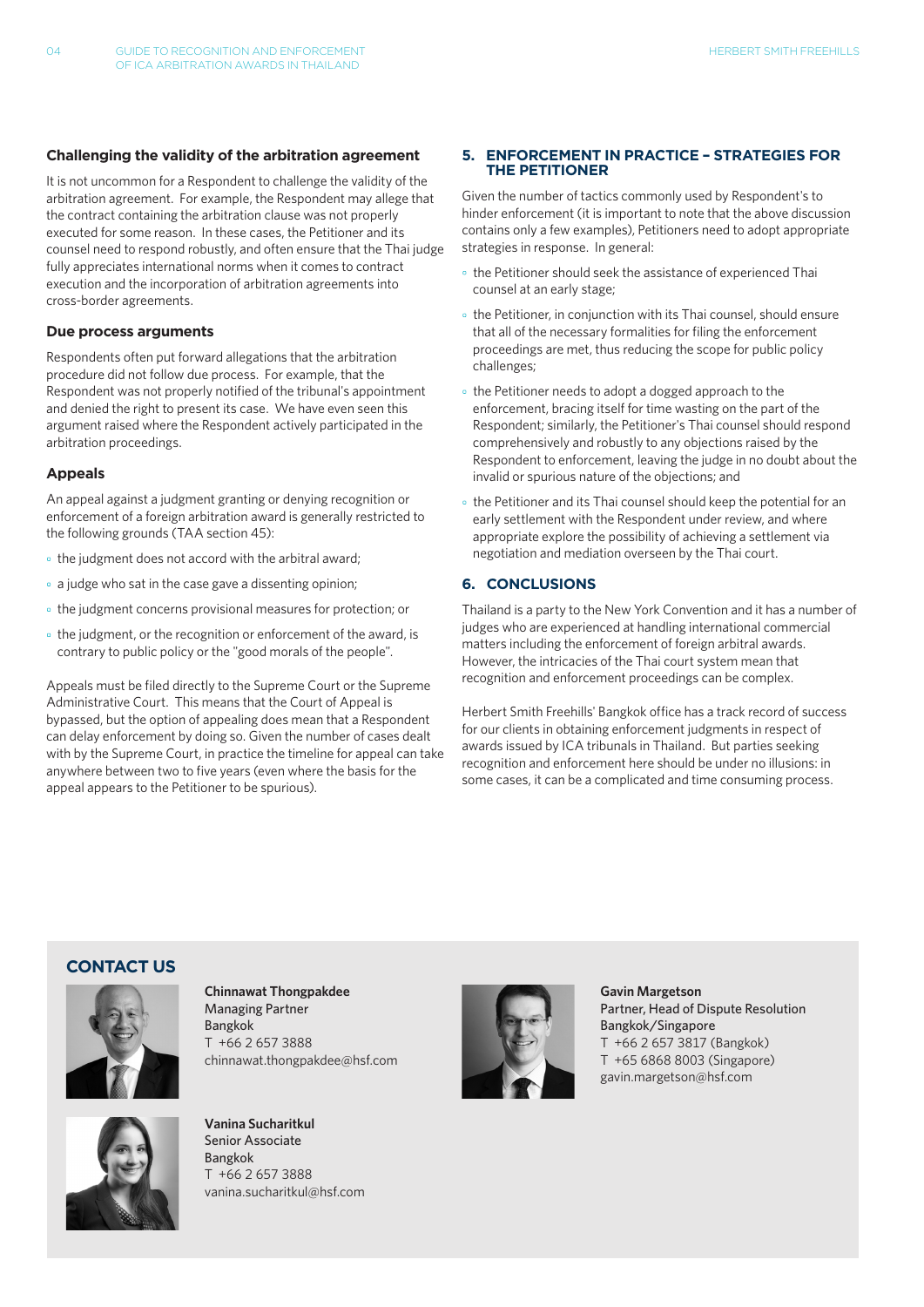### Challenging the validity of the arbitration agreement

It is not uncommon for a Respondent to challenge the validity of the arbitration agreement. For example, the Respondent may allege that the contract containing the arbitration clause was not properly executed for some reason. In these cases, the Petitioner and its counsel need to respond robustly, and often ensure that the Thai judge fully appreciates international norms when it comes to contract execution and the incorporation of arbitration agreements into cross-border agreements.

### Due process arguments

Respondents often put forward allegations that the arbitration procedure did not follow due process. For example, that the Respondent was not properly notified of the tribunal's appointment and denied the right to present its case. We have even seen this argument raised where the Respondent actively participated in the arbitration proceedings.

### Appeals

An appeal against a judgment granting or denying recognition or enforcement of a foreign arbitration award is generally restricted to the following grounds (TAA section 45):

- the judgment does not accord with the arbitral award;
- a judge who sat in the case gave a dissenting opinion;
- the judgment concerns provisional measures for protection; or
- the judgment, or the recognition or enforcement of the award, is contrary to public policy or the "good morals of the people".

Appeals must be filed directly to the Supreme Court or the Supreme Administrative Court. This means that the Court of Appeal is bypassed, but the option of appealing does mean that a Respondent can delay enforcement by doing so. Given the number of cases dealt with by the Supreme Court, in practice the timeline for appeal can take anywhere between two to five years (even where the basis for the appeal appears to the Petitioner to be spurious).

## 5. ENFORCEMENT IN PRACTICE – STRATEGIES FOR THE PETITIONER

Given the number of tactics commonly used by Respondent's to hinder enforcement (it is important to note that the above discussion contains only a few examples), Petitioners need to adopt appropriate strategies in response. In general:

- the Petitioner should seek the assistance of experienced Thai counsel at an early stage;
- the Petitioner, in conjunction with its Thai counsel, should ensure that all of the necessary formalities for filing the enforcement proceedings are met, thus reducing the scope for public policy challenges;
- the Petitioner needs to adopt a dogged approach to the enforcement, bracing itself for time wasting on the part of the Respondent; similarly, the Petitioner's Thai counsel should respond comprehensively and robustly to any objections raised by the Respondent to enforcement, leaving the judge in no doubt about the invalid or spurious nature of the objections; and
- the Petitioner and its Thai counsel should keep the potential for an early settlement with the Respondent under review, and where appropriate explore the possibility of achieving a settlement via negotiation and mediation overseen by the Thai court.

## 6. CONCLUSIONS

Thailand is a party to the New York Convention and it has a number of judges who are experienced at handling international commercial matters including the enforcement of foreign arbitral awards. However, the intricacies of the Thai court system mean that recognition and enforcement proceedings can be complex.

Herbert Smith Freehills' Bangkok office has a track record of success for our clients in obtaining enforcement judgments in respect of awards issued by ICA tribunals in Thailand. But parties seeking recognition and enforcement here should be under no illusions: in some cases, it can be a complicated and time consuming process.

## CONTACT US

**Chinnawat Thongpakdee**
Managing Partner
Bangkok
T +66 2 657 3888
chinnawat.thongpakdee@hsf.com

**Gavin Margetson**
Partner, Head of Dispute Resolution
Bangkok/Singapore
T +66 2 657 3817 (Bangkok)
T +65 6868 8003 (Singapore)
gavin.margetson@hsf.com

**Vanina Sucharitkul**
Senior Associate
Bangkok
T +66 2 657 3888
vanina.sucharitkul@hsf.com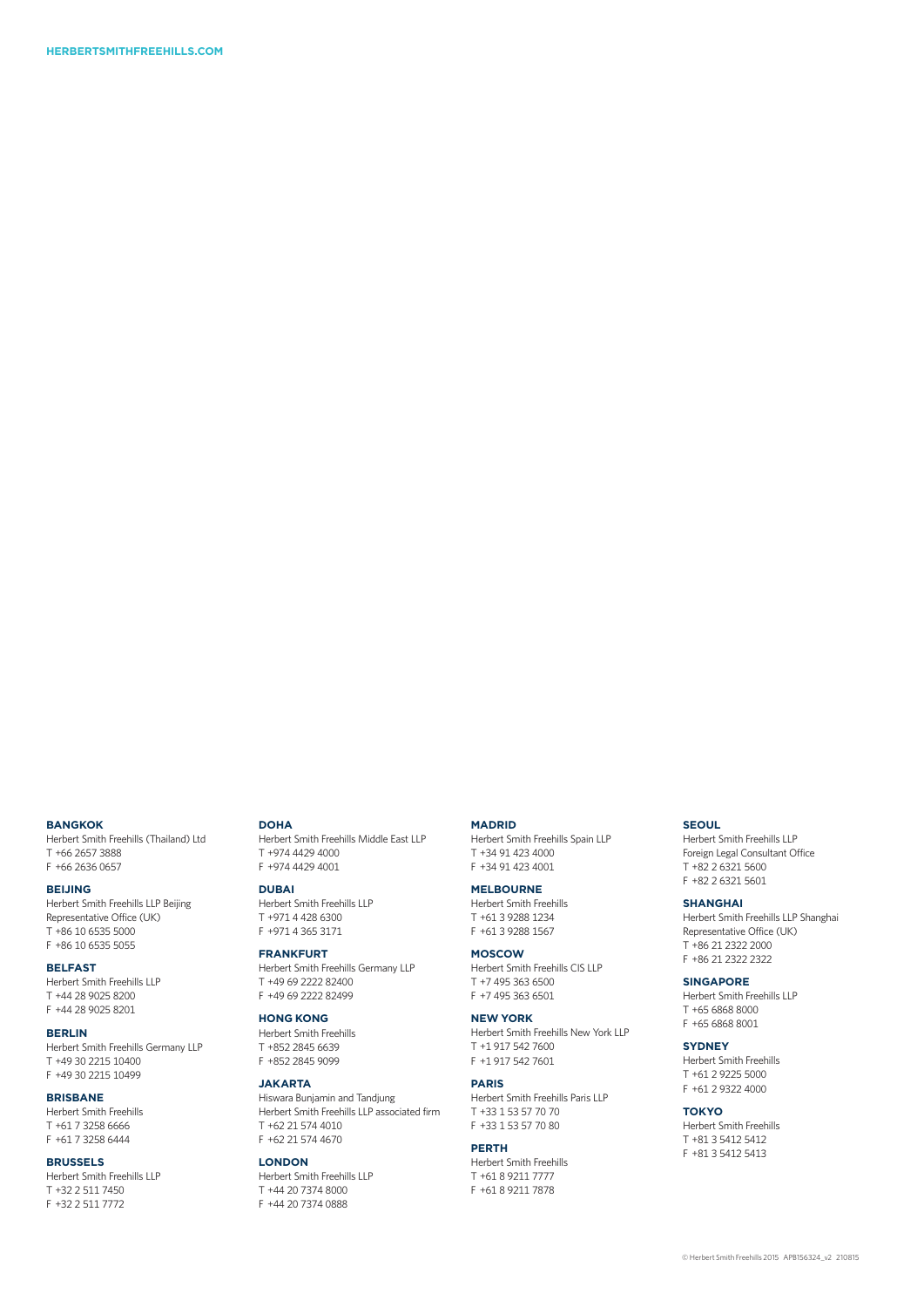HERBERTSMITHFREEHILLS.COM

**BANGKOK**
Herbert Smith Freehills (Thailand) Ltd
T +66 2657 3888
F +66 2636 0657

**BEIJING**
Herbert Smith Freehills LLP Beijing Representative Office (UK)
T +86 10 6535 5000
F +86 10 6535 5055

**BELFAST**
Herbert Smith Freehills LLP
T +44 28 9025 8200
F +44 28 9025 8201

**BERLIN**
Herbert Smith Freehills Germany LLP
T +49 30 2215 10400
F +49 30 2215 10499

**BRISBANE**
Herbert Smith Freehills
T +61 7 3258 6666
F +61 7 3258 6444

**BRUSSELS**
Herbert Smith Freehills LLP
T +32 2 511 7450
F +32 2 511 7772

**DOHA**
Herbert Smith Freehills Middle East LLP
T +974 4429 4000
F +974 4429 4001

**DUBAI**
Herbert Smith Freehills LLP
T +971 4 428 6300
F +971 4 365 3171

**FRANKFURT**
Herbert Smith Freehills Germany LLP
T +49 69 2222 82400
F +49 69 2222 82499

**HONG KONG**
Herbert Smith Freehills
T +852 2845 6639
F +852 2845 9099

**JAKARTA**
Hiswara Bunjamin and Tandjung
Herbert Smith Freehills LLP associated firm
T +62 21 574 4010
F +62 21 574 4670

**LONDON**
Herbert Smith Freehills LLP
T +44 20 7374 8000
F +44 20 7374 0888

**MADRID**
Herbert Smith Freehills Spain LLP
T +34 91 423 4000
F +34 91 423 4001

**MELBOURNE**
Herbert Smith Freehills
T +61 3 9288 1234
F +61 3 9288 1567

**MOSCOW**
Herbert Smith Freehills CIS LLP
T +7 495 363 6500
F +7 495 363 6501

**NEW YORK**
Herbert Smith Freehills New York LLP
T +1 917 542 7600
F +1 917 542 7601

**PARIS**
Herbert Smith Freehills Paris LLP
T +33 1 53 57 70 70
F +33 1 53 57 70 80

**PERTH**
Herbert Smith Freehills
T +61 8 9211 7777
F +61 8 9211 7878

**SEOUL**
Herbert Smith Freehills LLP
Foreign Legal Consultant Office
T +82 2 6321 5600
F +82 2 6321 5601

**SHANGHAI**
Herbert Smith Freehills LLP Shanghai Representative Office (UK)
T +86 21 2322 2000
F +86 21 2322 2322

**SINGAPORE**
Herbert Smith Freehills LLP
T +65 6868 8000
F +65 6868 8001

**SYDNEY**
Herbert Smith Freehills
T +61 2 9225 5000
F +61 2 9322 4000

**TOKYO**
Herbert Smith Freehills
T +81 3 5412 5412
F +81 3 5412 5413

© Herbert Smith Freehills 2015 APB156324_v2 210815